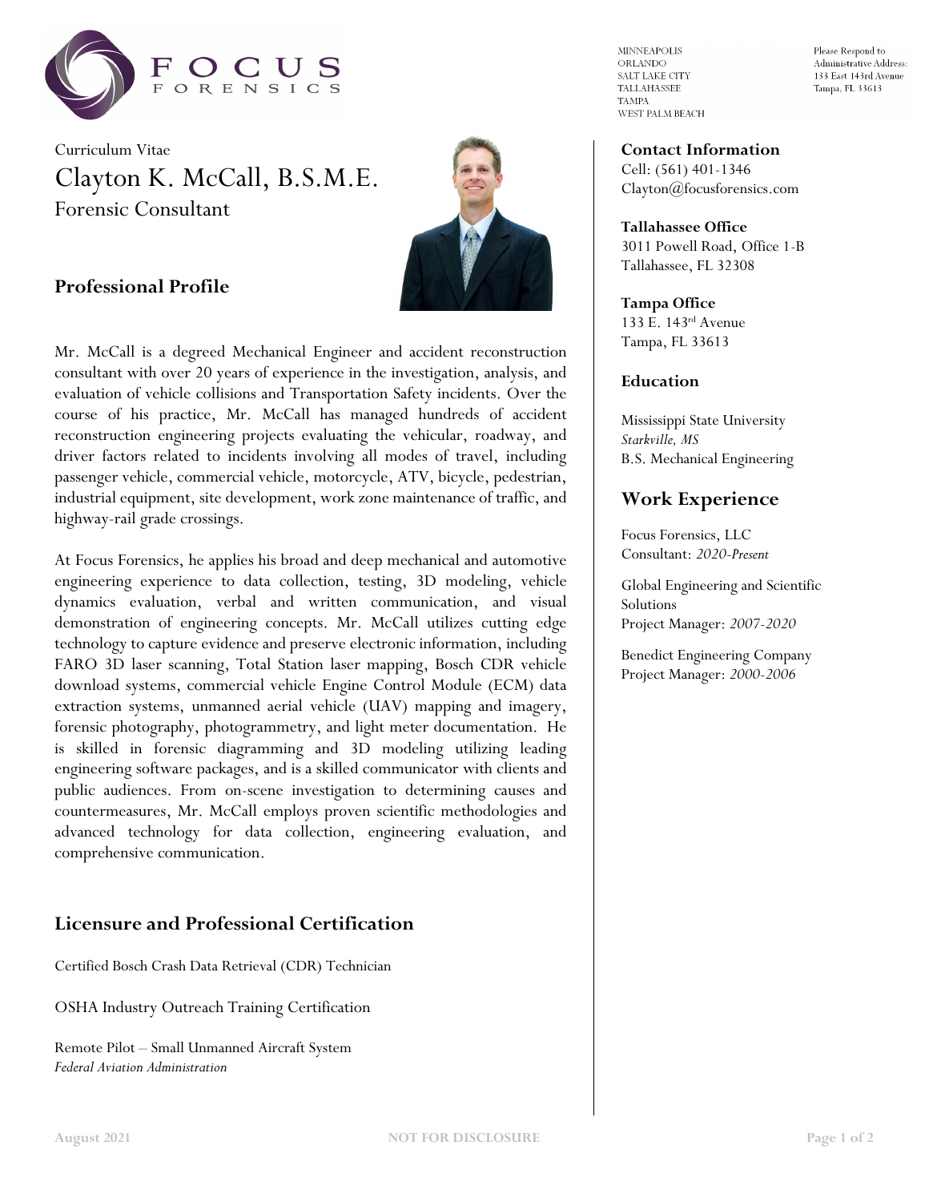MINNEAPOLIS
ORLANDO
SALT LAKE CITY
TALLAHASSEE
TAMPA
WEST PALM BEACH

Please Respond to
Administrative Address:
133 East 143rd Avenue
Tampa, FL 33613

Curriculum Vitae

# Clayton K. McCall, B.S.M.E.

Forensic Consultant

## Professional Profile

Mr. McCall is a degreed Mechanical Engineer and accident reconstruction consultant with over 20 years of experience in the investigation, analysis, and evaluation of vehicle collisions and Transportation Safety incidents. Over the course of his practice, Mr. McCall has managed hundreds of accident reconstruction engineering projects evaluating the vehicular, roadway, and driver factors related to incidents involving all modes of travel, including passenger vehicle, commercial vehicle, motorcycle, ATV, bicycle, pedestrian, industrial equipment, site development, work zone maintenance of traffic, and highway-rail grade crossings.

At Focus Forensics, he applies his broad and deep mechanical and automotive engineering experience to data collection, testing, 3D modeling, vehicle dynamics evaluation, verbal and written communication, and visual demonstration of engineering concepts. Mr. McCall utilizes cutting edge technology to capture evidence and preserve electronic information, including FARO 3D laser scanning, Total Station laser mapping, Bosch CDR vehicle download systems, commercial vehicle Engine Control Module (ECM) data extraction systems, unmanned aerial vehicle (UAV) mapping and imagery, forensic photography, photogrammetry, and light meter documentation. He is skilled in forensic diagramming and 3D modeling utilizing leading engineering software packages, and is a skilled communicator with clients and public audiences. From on-scene investigation to determining causes and countermeasures, Mr. McCall employs proven scientific methodologies and advanced technology for data collection, engineering evaluation, and comprehensive communication.

## Licensure and Professional Certification

Certified Bosch Crash Data Retrieval (CDR) Technician

OSHA Industry Outreach Training Certification

Remote Pilot – Small Unmanned Aircraft System
*Federal Aviation Administration*

### Contact Information

Cell: (561) 401-1346
Clayton@focusforensics.com

**Tallahassee Office**
3011 Powell Road, Office 1-B
Tallahassee, FL 32308

**Tampa Office**
133 E. 143rd Avenue
Tampa, FL 33613

### Education

Mississippi State University
*Starkville, MS*
B.S. Mechanical Engineering

## Work Experience

Focus Forensics, LLC
Consultant: *2020-Present*

Global Engineering and Scientific Solutions
Project Manager: *2007-2020*

Benedict Engineering Company
Project Manager: *2000-2006*

August 2021 NOT FOR DISCLOSURE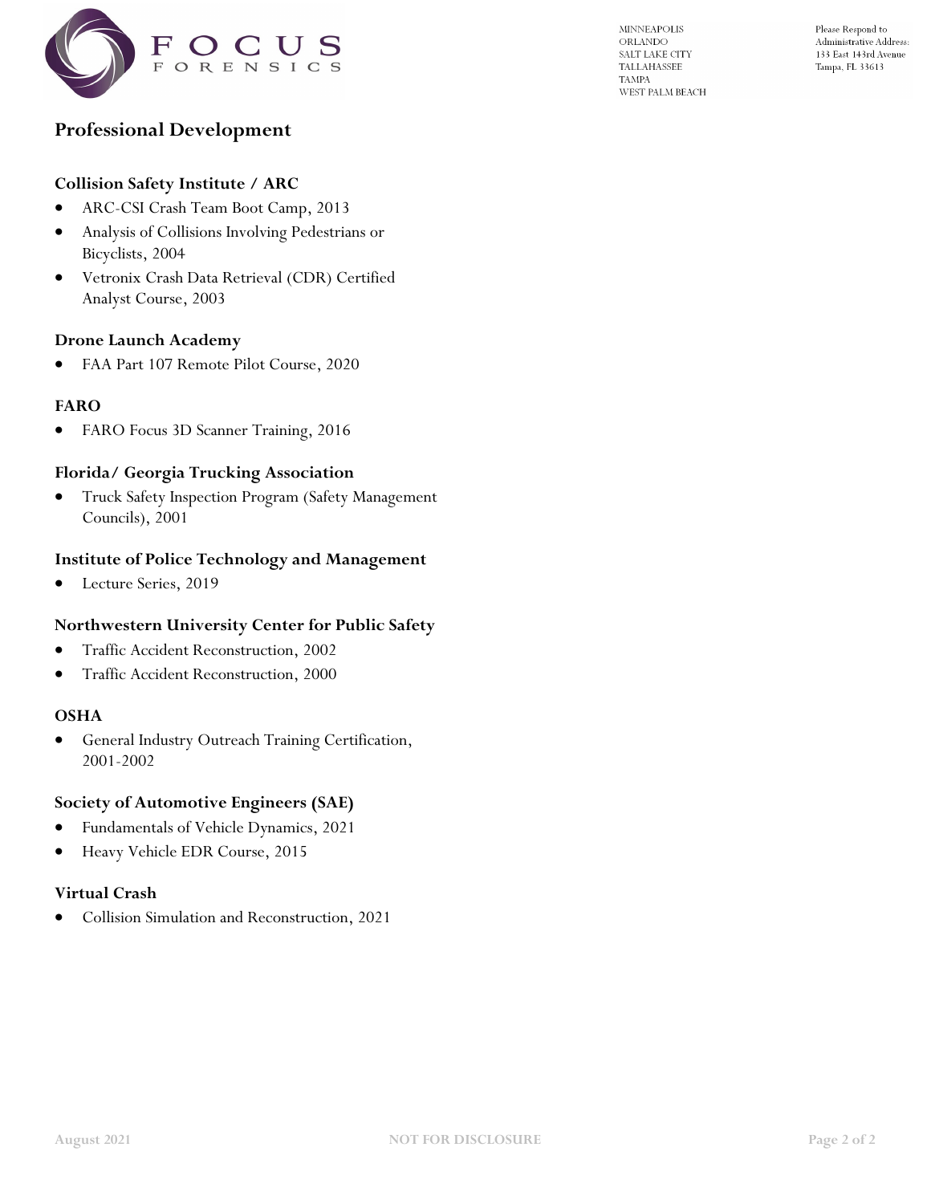## Professional Development

### Collision Safety Institute / ARC

- ARC-CSI Crash Team Boot Camp, 2013
- Analysis of Collisions Involving Pedestrians or Bicyclists, 2004
- Vetronix Crash Data Retrieval (CDR) Certified Analyst Course, 2003

### Drone Launch Academy

- FAA Part 107 Remote Pilot Course, 2020

### FARO

- FARO Focus 3D Scanner Training, 2016

### Florida/ Georgia Trucking Association

- Truck Safety Inspection Program (Safety Management Councils), 2001

### Institute of Police Technology and Management

- Lecture Series, 2019

### Northwestern University Center for Public Safety

- Traffic Accident Reconstruction, 2002
- Traffic Accident Reconstruction, 2000

### OSHA

- General Industry Outreach Training Certification, 2001-2002

### Society of Automotive Engineers (SAE)

- Fundamentals of Vehicle Dynamics, 2021
- Heavy Vehicle EDR Course, 2015

### Virtual Crash

- Collision Simulation and Reconstruction, 2021